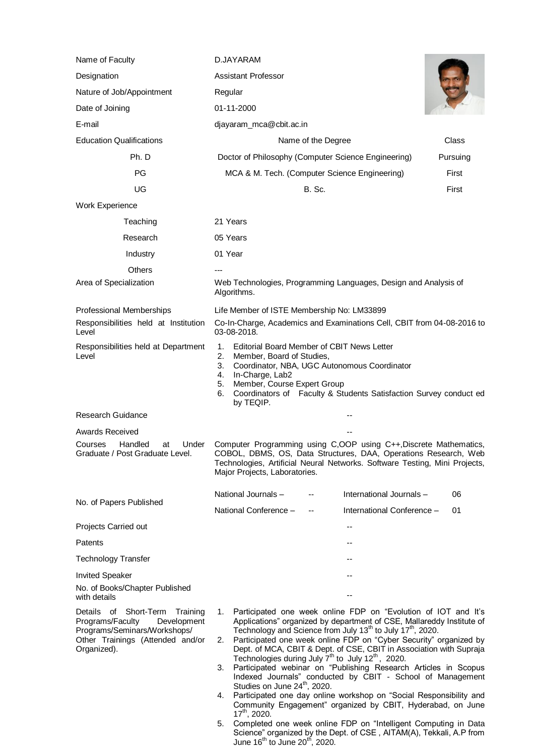| | | |
|---|---|---|
| Name of Faculty | D.JAYARAM | |
| Designation | Assistant Professor | |
| Nature of Job/Appointment | Regular | |
| Date of Joining | 01-11-2000 | |
| E-mail | djayaram_mca@cbit.ac.in | |
| Education Qualifications | Name of the Degree | Class |
| Ph. D | Doctor of Philosophy (Computer Science Engineering) | Pursuing |
| PG | MCA & M. Tech. (Computer Science Engineering) | First |
| UG | B. Sc. | First |
| Work Experience | | |
| Teaching | 21 Years | |
| Research | 05 Years | |
| Industry | 01 Year | |
| Others | --- | |
| Area of Specialization | Web Technologies, Programming Languages, Design and Analysis of Algorithms. | |
| Professional Memberships | Life Member of ISTE Membership No: LM33899 | |
| Responsibilities held at Institution Level | Co-In-Charge, Academics and Examinations Cell, CBIT from 04-08-2016 to 03-08-2018. | |
| Responsibilities held at Department Level | 1. Editorial Board Member of CBIT News Letter<br>2. Member, Board of Studies,<br>3. Coordinator, NBA, UGC Autonomous Coordinator<br>4. In-Charge, Lab2<br>5. Member, Course Expert Group<br>6. Coordinators of Faculty & Students Satisfaction Survey conduct ed by TEQIP. | |
| Research Guidance | -- | |
| Awards Received | -- | |
| Courses Handled at Under Graduate / Post Graduate Level. | Computer Programming using C,OOP using C++,Discrete Mathematics, COBOL, DBMS, OS, Data Structures, DAA, Operations Research, Web Technologies, Artificial Neural Networks. Software Testing, Mini Projects, Major Projects, Laboratories. | |
| No. of Papers Published | National Journals – -- ; International Journals – 06<br>National Conference – -- ; International Conference – 01 | |
| Projects Carried out | -- | |
| Patents | -- | |
| Technology Transfer | -- | |
| Invited Speaker | -- | |
| No. of Books/Chapter Published with details | -- | |
| Details of Short-Term Training Programs/Faculty Development Programs/Seminars/Workshops/ Other Trainings (Attended and/or Organized). | 1. Participated one week online FDP on "Evolution of IOT and It's Applications" organized by department of CSE, Mallareddy Institute of Technology and Science from July 13th to July 17th, 2020.<br>2. Participated one week online FDP on "Cyber Security" organized by Dept. of MCA, CBIT & Dept. of CSE, CBIT in Association with Supraja Technologies during July 7th to July 12th, 2020.<br>3. Participated webinar on "Publishing Research Articles in Scopus Indexed Journals" conducted by CBIT - School of Management Studies on June 24th, 2020.<br>4. Participated one day online workshop on "Social Responsibility and Community Engagement" organized by CBIT, Hyderabad, on June 17th, 2020.<br>5. Completed one week online FDP on "Intelligent Computing in Data Science" organized by the Dept. of CSE , AITAM(A), Tekkali, A.P from June 16th to June 20th, 2020. | |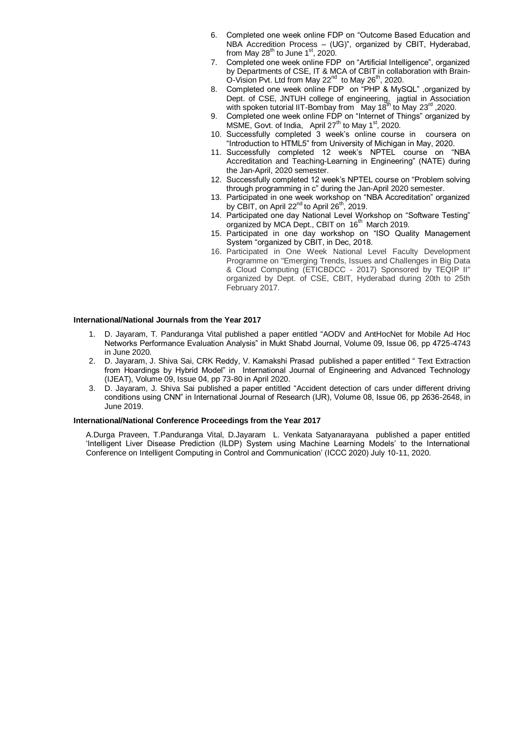6. Completed one week online FDP on "Outcome Based Education and NBA Accredition Process – (UG)", organized by CBIT, Hyderabad, from May 28th to June 1st, 2020.
7. Completed one week online FDP on "Artificial Intelligence", organized by Departments of CSE, IT & MCA of CBIT in collaboration with Brain-O-Vision Pvt. Ltd from May 22nd to May 26th, 2020.
8. Completed one week online FDP on "PHP & MySQL" ,organized by Dept. of CSE, JNTUH college of engineering, jagtial in Association with spoken tutorial IIT-Bombay from May 18th to May 23rd ,2020.
9. Completed one week online FDP on "Internet of Things" organized by MSME, Govt. of India, April 27th to May 1st, 2020.
10. Successfully completed 3 week's online course in coursera on "Introduction to HTML5" from University of Michigan in May, 2020.
11. Successfully completed 12 week's NPTEL course on "NBA Accreditation and Teaching-Learning in Engineering" (NATE) during the Jan-April, 2020 semester.
12. Successfully completed 12 week's NPTEL course on "Problem solving through programming in c" during the Jan-April 2020 semester.
13. Participated in one week workshop on "NBA Accreditation" organized by CBIT, on April 22nd to April 26th, 2019.
14. Participated one day National Level Workshop on "Software Testing" organized by MCA Dept., CBIT on 16th March 2019.
15. Participated in one day workshop on "ISO Quality Management System "organized by CBIT, in Dec, 2018.
16. Participated in One Week National Level Faculty Development Programme on "Emerging Trends, Issues and Challenges in Big Data & Cloud Computing (ETICBDCC - 2017) Sponsored by TEQIP II" organized by Dept. of CSE, CBIT, Hyderabad during 20th to 25th February 2017.

**International/National Journals from the Year 2017**

1. D. Jayaram, T. Panduranga Vital published a paper entitled "AODV and AntHocNet for Mobile Ad Hoc Networks Performance Evaluation Analysis" in Mukt Shabd Journal, Volume 09, Issue 06, pp 4725-4743 in June 2020.
2. D. Jayaram, J. Shiva Sai, CRK Reddy, V. Kamakshi Prasad published a paper entitled " Text Extraction from Hoardings by Hybrid Model" in International Journal of Engineering and Advanced Technology (IJEAT), Volume 09, Issue 04, pp 73-80 in April 2020.
3. D. Jayaram, J. Shiva Sai published a paper entitled "Accident detection of cars under different driving conditions using CNN" in International Journal of Research (IJR), Volume 08, Issue 06, pp 2636-2648, in June 2019.

**International/National Conference Proceedings from the Year 2017**

A.Durga Praveen, T.Panduranga Vital, D.Jayaram L. Venkata Satyanarayana published a paper entitled 'Intelligent Liver Disease Prediction (ILDP) System using Machine Learning Models' to the International Conference on Intelligent Computing in Control and Communication' (ICCC 2020) July 10-11, 2020.